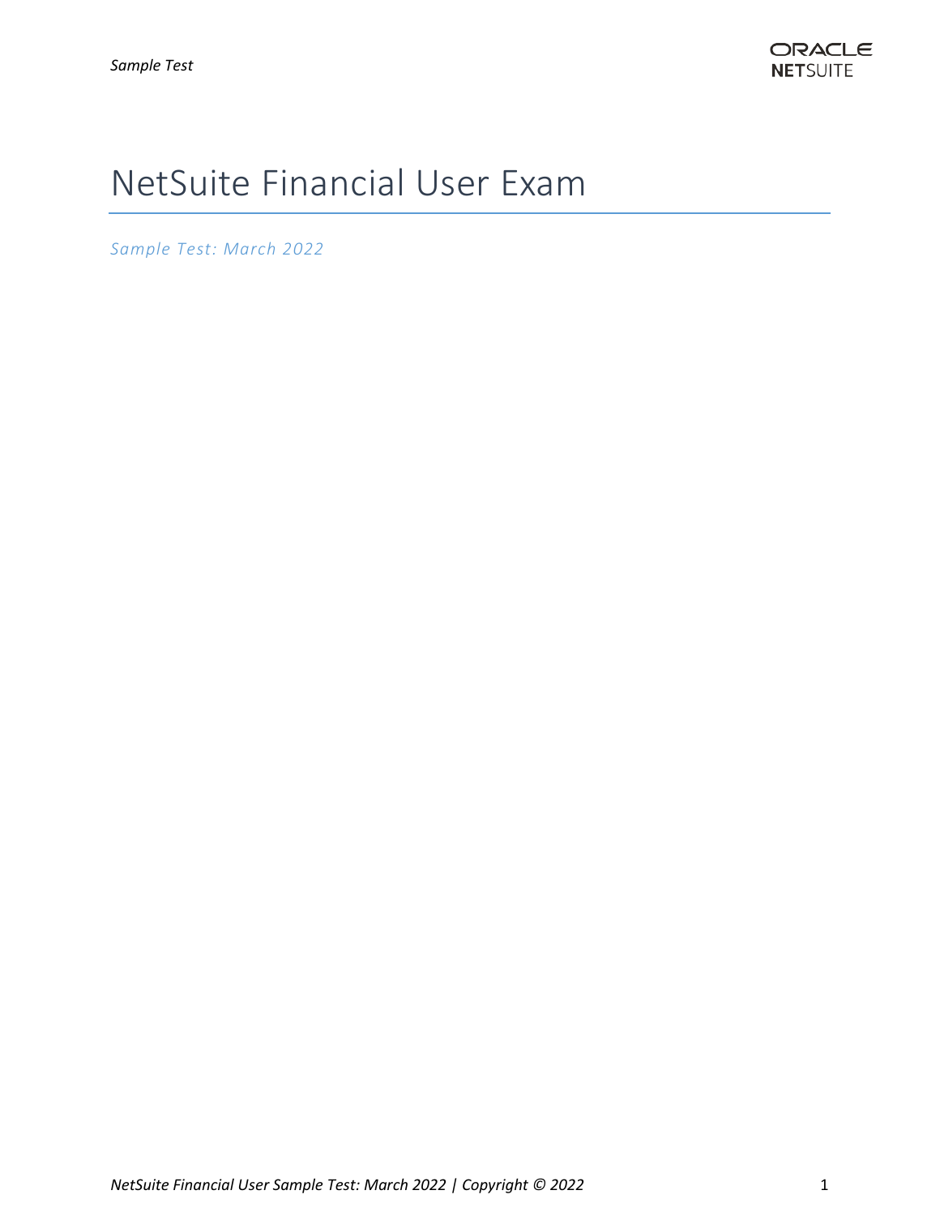# NetSuite Financial User Exam

*Sample Test: March 2022*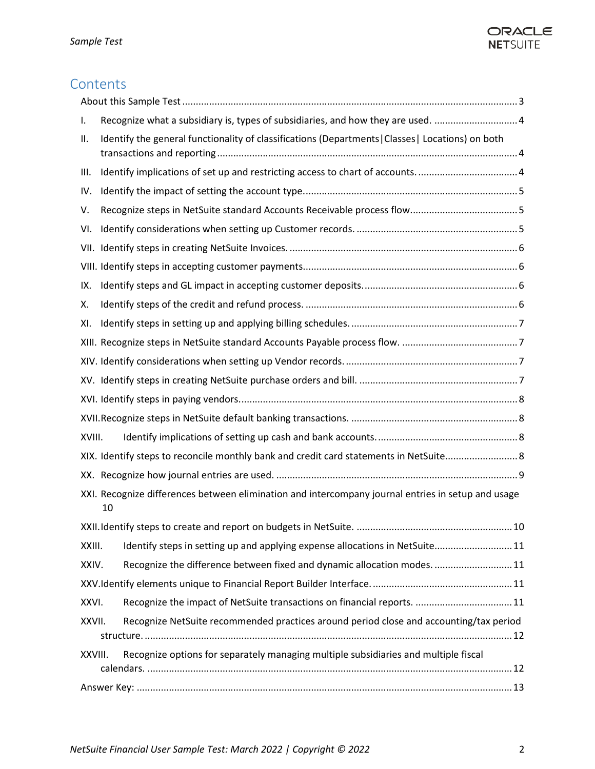## Contents

- About this Sample Test ... 3
- I. Recognize what a subsidiary is, types of subsidiaries, and how they are used. ... 4
- II. Identify the general functionality of classifications (Departments|Classes| Locations) on both transactions and reporting ... 4
- III. Identify implications of set up and restricting access to chart of accounts. ... 4
- IV. Identify the impact of setting the account type. ... 5
- V. Recognize steps in NetSuite standard Accounts Receivable process flow. ... 5
- VI. Identify considerations when setting up Customer records. ... 5
- VII. Identify steps in creating NetSuite Invoices. ... 6
- VIII. Identify steps in accepting customer payments. ... 6
- IX. Identify steps and GL impact in accepting customer deposits. ... 6
- X. Identify steps of the credit and refund process. ... 6
- XI. Identify steps in setting up and applying billing schedules. ... 7
- XIII. Recognize steps in NetSuite standard Accounts Payable process flow. ... 7
- XIV. Identify considerations when setting up Vendor records. ... 7
- XV. Identify steps in creating NetSuite purchase orders and bill. ... 7
- XVI. Identify steps in paying vendors. ... 8
- XVII. Recognize steps in NetSuite default banking transactions. ... 8
- XVIII. Identify implications of setting up cash and bank accounts. ... 8
- XIX. Identify steps to reconcile monthly bank and credit card statements in NetSuite. ... 8
- XX. Recognize how journal entries are used. ... 9
- XXI. Recognize differences between elimination and intercompany journal entries in setup and usage 10
- XXII. Identify steps to create and report on budgets in NetSuite. ... 10
- XXIII. Identify steps in setting up and applying expense allocations in NetSuite ... 11
- XXIV. Recognize the difference between fixed and dynamic allocation modes. ... 11
- XXV. Identify elements unique to Financial Report Builder Interface. ... 11
- XXVI. Recognize the impact of NetSuite transactions on financial reports. ... 11
- XXVII. Recognize NetSuite recommended practices around period close and accounting/tax period structure. ... 12
- XXVIII. Recognize options for separately managing multiple subsidiaries and multiple fiscal calendars. ... 12
- Answer Key: ... 13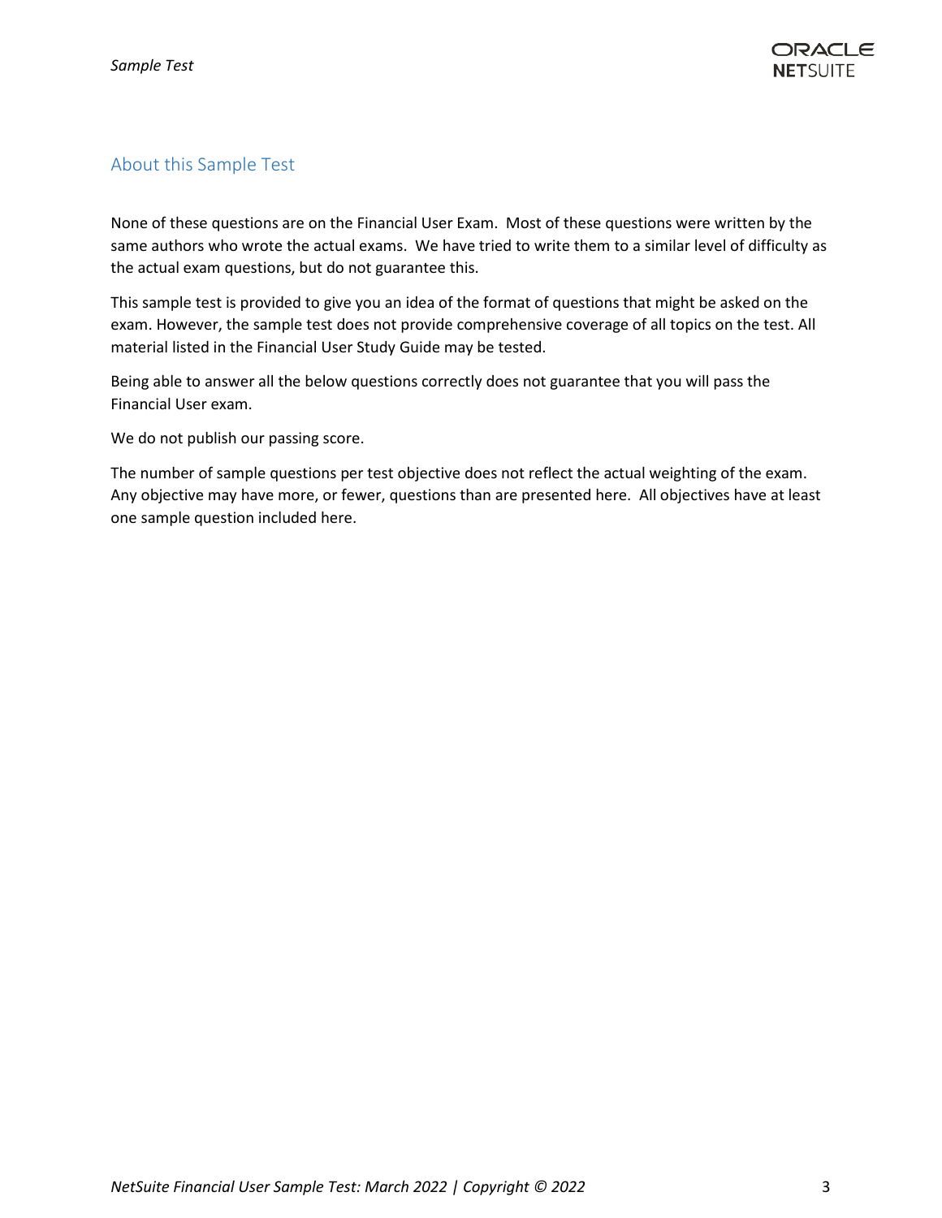## About this Sample Test

None of these questions are on the Financial User Exam. Most of these questions were written by the same authors who wrote the actual exams. We have tried to write them to a similar level of difficulty as the actual exam questions, but do not guarantee this.

This sample test is provided to give you an idea of the format of questions that might be asked on the exam. However, the sample test does not provide comprehensive coverage of all topics on the test. All material listed in the Financial User Study Guide may be tested.

Being able to answer all the below questions correctly does not guarantee that you will pass the Financial User exam.

We do not publish our passing score.

The number of sample questions per test objective does not reflect the actual weighting of the exam. Any objective may have more, or fewer, questions than are presented here. All objectives have at least one sample question included here.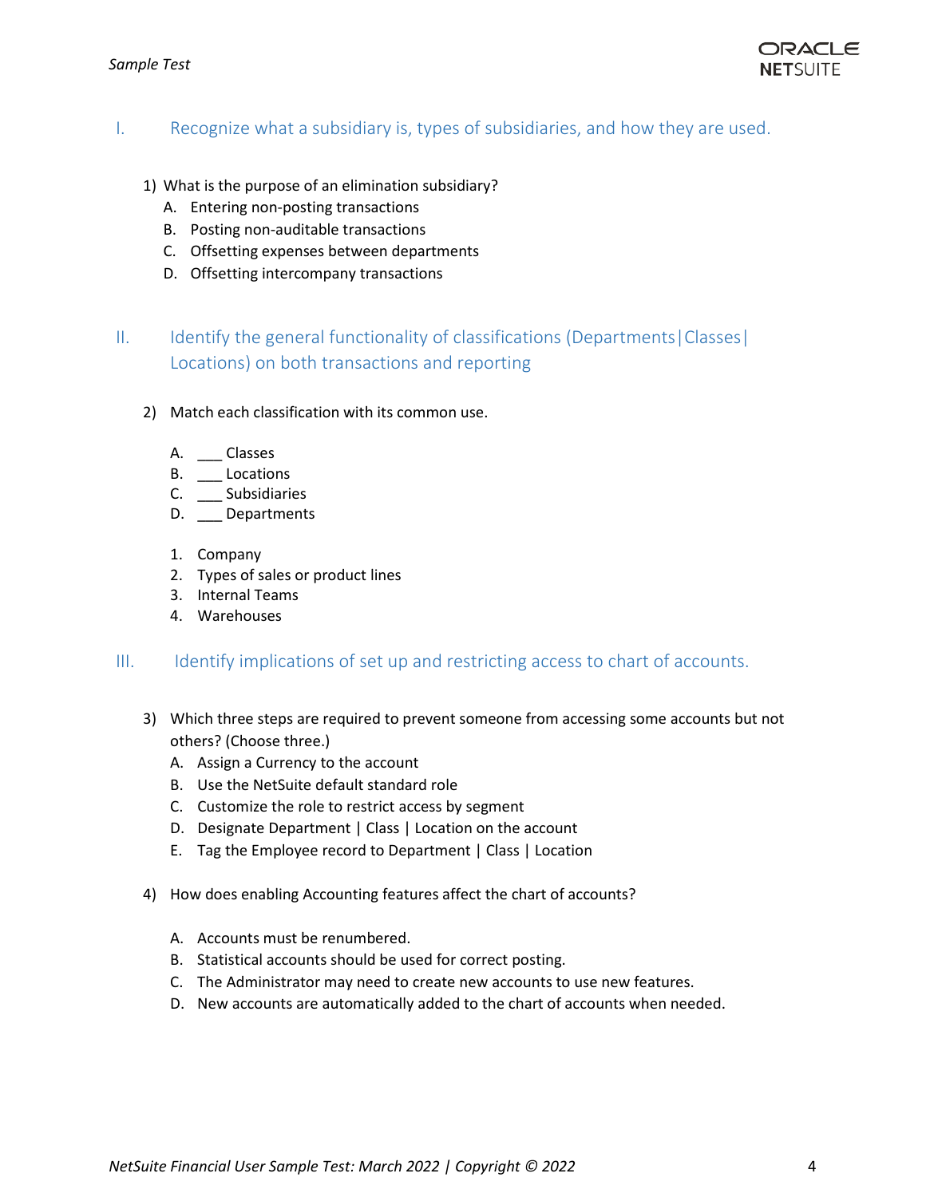## I. Recognize what a subsidiary is, types of subsidiaries, and how they are used.

1) What is the purpose of an elimination subsidiary?
   - A. Entering non-posting transactions
   - B. Posting non-auditable transactions
   - C. Offsetting expenses between departments
   - D. Offsetting intercompany transactions

## II. Identify the general functionality of classifications (Departments|Classes| Locations) on both transactions and reporting

2) Match each classification with its common use.

   - A. ___ Classes
   - B. ___ Locations
   - C. ___ Subsidiaries
   - D. ___ Departments

   1. Company
   2. Types of sales or product lines
   3. Internal Teams
   4. Warehouses

## III. Identify implications of set up and restricting access to chart of accounts.

3) Which three steps are required to prevent someone from accessing some accounts but not others? (Choose three.)
   - A. Assign a Currency to the account
   - B. Use the NetSuite default standard role
   - C. Customize the role to restrict access by segment
   - D. Designate Department | Class | Location on the account
   - E. Tag the Employee record to Department | Class | Location

4) How does enabling Accounting features affect the chart of accounts?

   - A. Accounts must be renumbered.
   - B. Statistical accounts should be used for correct posting.
   - C. The Administrator may need to create new accounts to use new features.
   - D. New accounts are automatically added to the chart of accounts when needed.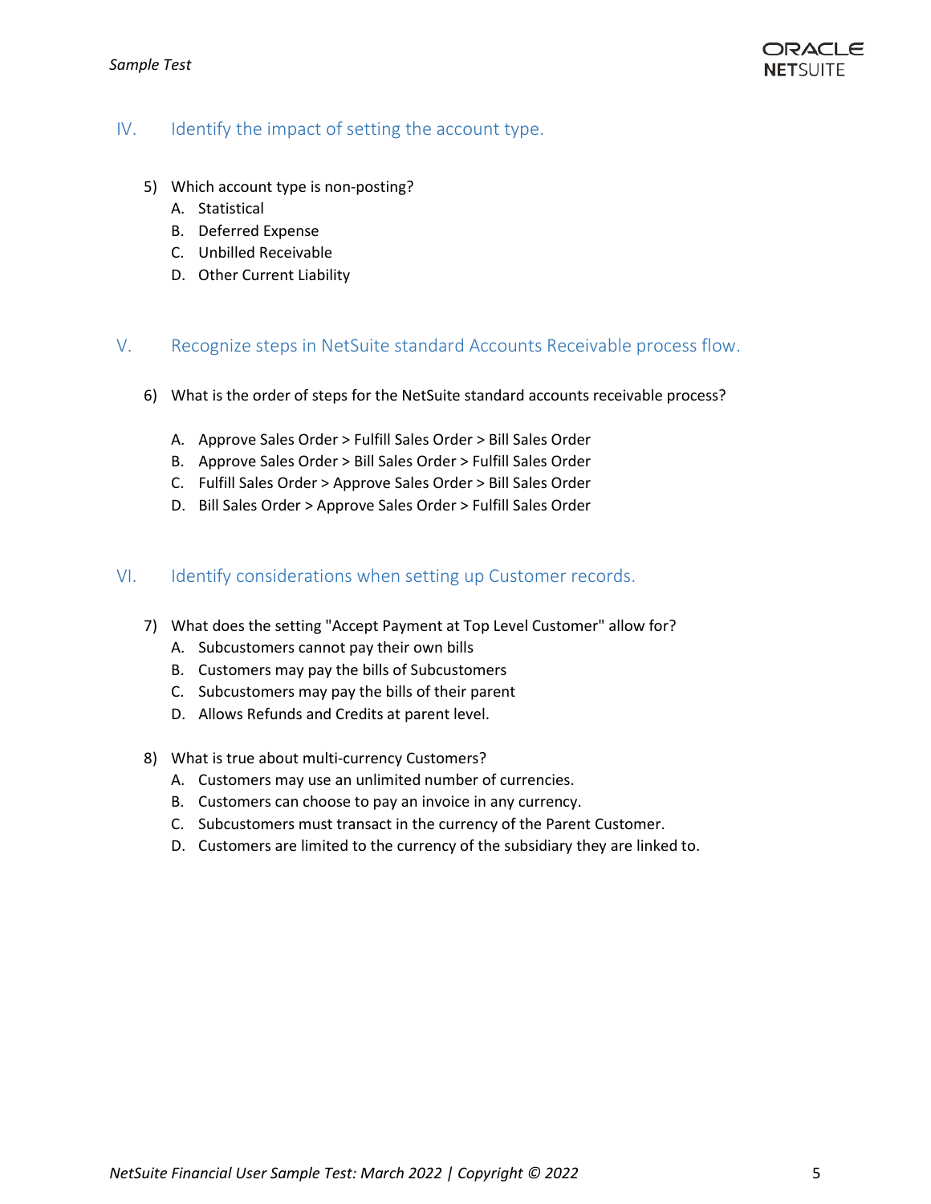## IV. Identify the impact of setting the account type.

5) Which account type is non-posting?
   - A. Statistical
   - B. Deferred Expense
   - C. Unbilled Receivable
   - D. Other Current Liability

## V. Recognize steps in NetSuite standard Accounts Receivable process flow.

6) What is the order of steps for the NetSuite standard accounts receivable process?
   - A. Approve Sales Order > Fulfill Sales Order > Bill Sales Order
   - B. Approve Sales Order > Bill Sales Order > Fulfill Sales Order
   - C. Fulfill Sales Order > Approve Sales Order > Bill Sales Order
   - D. Bill Sales Order > Approve Sales Order > Fulfill Sales Order

## VI. Identify considerations when setting up Customer records.

7) What does the setting "Accept Payment at Top Level Customer" allow for?
   - A. Subcustomers cannot pay their own bills
   - B. Customers may pay the bills of Subcustomers
   - C. Subcustomers may pay the bills of their parent
   - D. Allows Refunds and Credits at parent level.

8) What is true about multi-currency Customers?
   - A. Customers may use an unlimited number of currencies.
   - B. Customers can choose to pay an invoice in any currency.
   - C. Subcustomers must transact in the currency of the Parent Customer.
   - D. Customers are limited to the currency of the subsidiary they are linked to.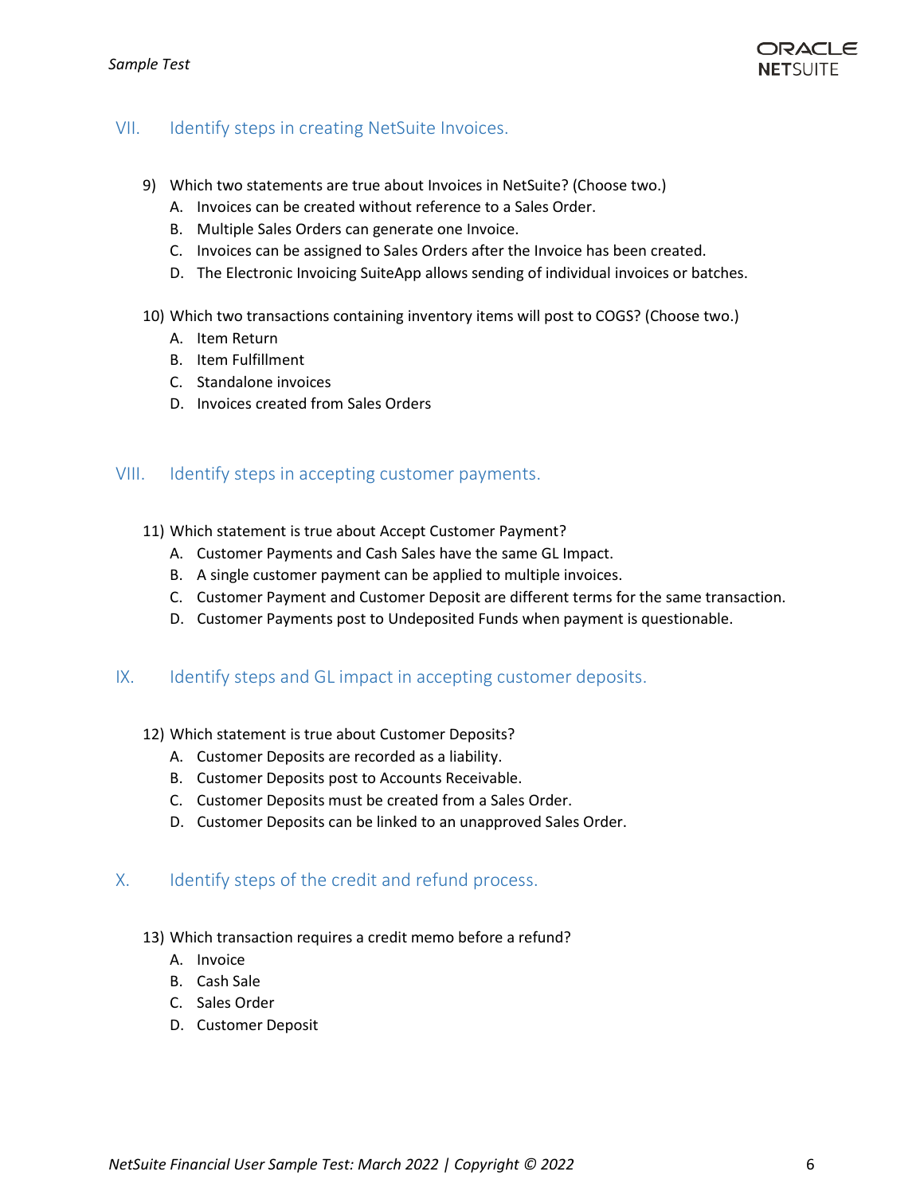## VII. Identify steps in creating NetSuite Invoices.

9) Which two statements are true about Invoices in NetSuite? (Choose two.)
   A. Invoices can be created without reference to a Sales Order.
   B. Multiple Sales Orders can generate one Invoice.
   C. Invoices can be assigned to Sales Orders after the Invoice has been created.
   D. The Electronic Invoicing SuiteApp allows sending of individual invoices or batches.

10) Which two transactions containing inventory items will post to COGS? (Choose two.)
   A. Item Return
   B. Item Fulfillment
   C. Standalone invoices
   D. Invoices created from Sales Orders

## VIII. Identify steps in accepting customer payments.

11) Which statement is true about Accept Customer Payment?
   A. Customer Payments and Cash Sales have the same GL Impact.
   B. A single customer payment can be applied to multiple invoices.
   C. Customer Payment and Customer Deposit are different terms for the same transaction.
   D. Customer Payments post to Undeposited Funds when payment is questionable.

## IX. Identify steps and GL impact in accepting customer deposits.

12) Which statement is true about Customer Deposits?
   A. Customer Deposits are recorded as a liability.
   B. Customer Deposits post to Accounts Receivable.
   C. Customer Deposits must be created from a Sales Order.
   D. Customer Deposits can be linked to an unapproved Sales Order.

## X. Identify steps of the credit and refund process.

13) Which transaction requires a credit memo before a refund?
   A. Invoice
   B. Cash Sale
   C. Sales Order
   D. Customer Deposit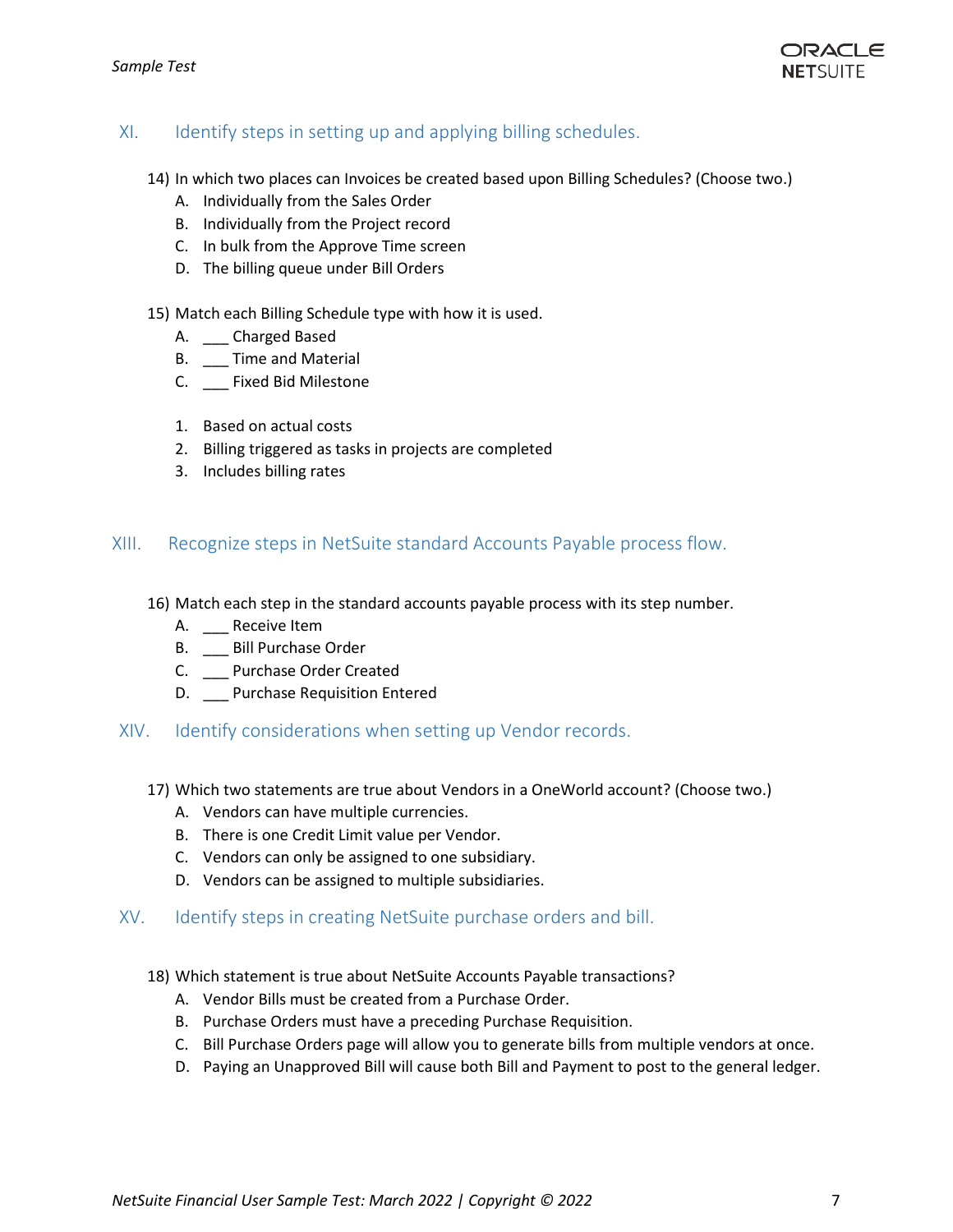## XI. Identify steps in setting up and applying billing schedules.

14) In which two places can Invoices be created based upon Billing Schedules? (Choose two.)
    A. Individually from the Sales Order
    B. Individually from the Project record
    C. In bulk from the Approve Time screen
    D. The billing queue under Bill Orders

15) Match each Billing Schedule type with how it is used.
    A. ___ Charged Based
    B. ___ Time and Material
    C. ___ Fixed Bid Milestone

    1. Based on actual costs
    2. Billing triggered as tasks in projects are completed
    3. Includes billing rates

## XIII. Recognize steps in NetSuite standard Accounts Payable process flow.

16) Match each step in the standard accounts payable process with its step number.
    A. ___ Receive Item
    B. ___ Bill Purchase Order
    C. ___ Purchase Order Created
    D. ___ Purchase Requisition Entered

## XIV. Identify considerations when setting up Vendor records.

17) Which two statements are true about Vendors in a OneWorld account? (Choose two.)
    A. Vendors can have multiple currencies.
    B. There is one Credit Limit value per Vendor.
    C. Vendors can only be assigned to one subsidiary.
    D. Vendors can be assigned to multiple subsidiaries.

## XV. Identify steps in creating NetSuite purchase orders and bill.

18) Which statement is true about NetSuite Accounts Payable transactions?
    A. Vendor Bills must be created from a Purchase Order.
    B. Purchase Orders must have a preceding Purchase Requisition.
    C. Bill Purchase Orders page will allow you to generate bills from multiple vendors at once.
    D. Paying an Unapproved Bill will cause both Bill and Payment to post to the general ledger.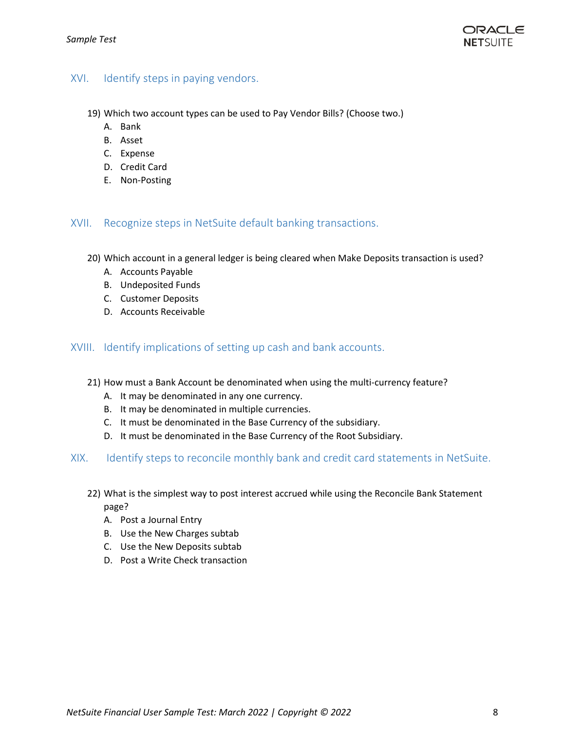## XVI. Identify steps in paying vendors.

19) Which two account types can be used to Pay Vendor Bills? (Choose two.)
   - A. Bank
   - B. Asset
   - C. Expense
   - D. Credit Card
   - E. Non-Posting

## XVII. Recognize steps in NetSuite default banking transactions.

20) Which account in a general ledger is being cleared when Make Deposits transaction is used?
   - A. Accounts Payable
   - B. Undeposited Funds
   - C. Customer Deposits
   - D. Accounts Receivable

## XVIII. Identify implications of setting up cash and bank accounts.

21) How must a Bank Account be denominated when using the multi-currency feature?
   - A. It may be denominated in any one currency.
   - B. It may be denominated in multiple currencies.
   - C. It must be denominated in the Base Currency of the subsidiary.
   - D. It must be denominated in the Base Currency of the Root Subsidiary.

## XIX. Identify steps to reconcile monthly bank and credit card statements in NetSuite.

22) What is the simplest way to post interest accrued while using the Reconcile Bank Statement page?
   - A. Post a Journal Entry
   - B. Use the New Charges subtab
   - C. Use the New Deposits subtab
   - D. Post a Write Check transaction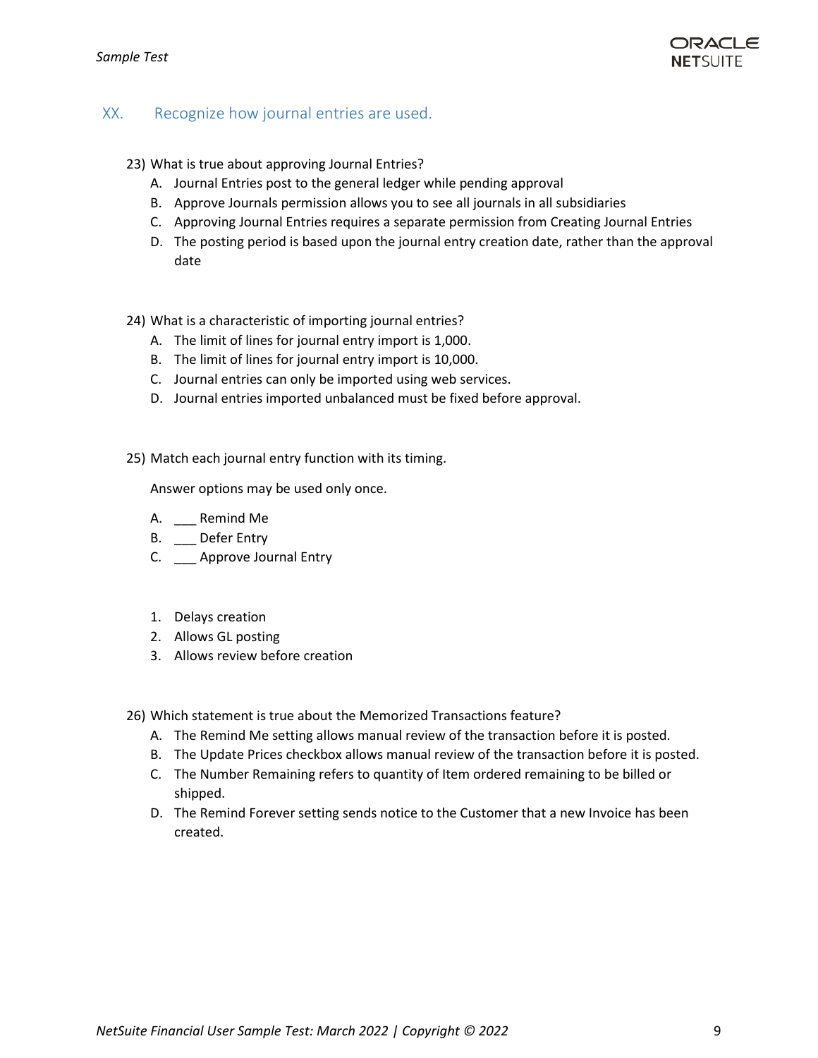## XX. Recognize how journal entries are used.

23) What is true about approving Journal Entries?
   A. Journal Entries post to the general ledger while pending approval
   B. Approve Journals permission allows you to see all journals in all subsidiaries
   C. Approving Journal Entries requires a separate permission from Creating Journal Entries
   D. The posting period is based upon the journal entry creation date, rather than the approval date

24) What is a characteristic of importing journal entries?
   A. The limit of lines for journal entry import is 1,000.
   B. The limit of lines for journal entry import is 10,000.
   C. Journal entries can only be imported using web services.
   D. Journal entries imported unbalanced must be fixed before approval.

25) Match each journal entry function with its timing.

   Answer options may be used only once.

   A. ___ Remind Me
   B. ___ Defer Entry
   C. ___ Approve Journal Entry

   1. Delays creation
   2. Allows GL posting
   3. Allows review before creation

26) Which statement is true about the Memorized Transactions feature?
   A. The Remind Me setting allows manual review of the transaction before it is posted.
   B. The Update Prices checkbox allows manual review of the transaction before it is posted.
   C. The Number Remaining refers to quantity of Item ordered remaining to be billed or shipped.
   D. The Remind Forever setting sends notice to the Customer that a new Invoice has been created.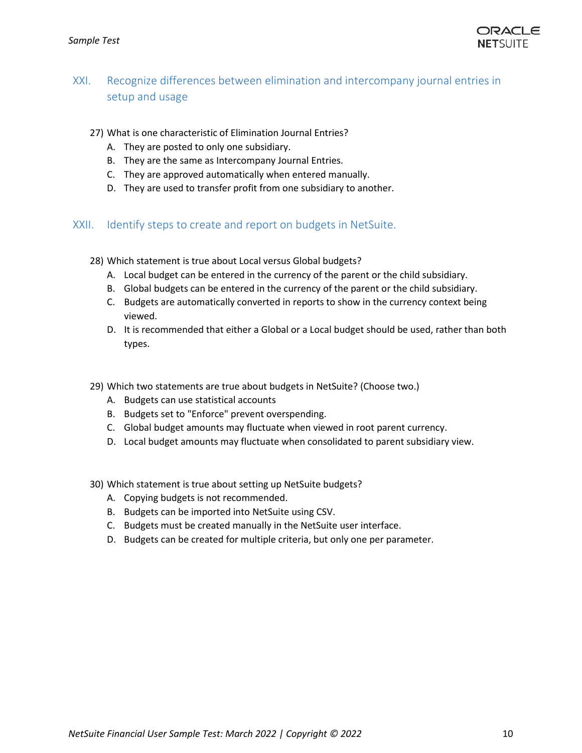## XXI. Recognize differences between elimination and intercompany journal entries in setup and usage

27) What is one characteristic of Elimination Journal Entries?
   A. They are posted to only one subsidiary.
   B. They are the same as Intercompany Journal Entries.
   C. They are approved automatically when entered manually.
   D. They are used to transfer profit from one subsidiary to another.

## XXII. Identify steps to create and report on budgets in NetSuite.

28) Which statement is true about Local versus Global budgets?
   A. Local budget can be entered in the currency of the parent or the child subsidiary.
   B. Global budgets can be entered in the currency of the parent or the child subsidiary.
   C. Budgets are automatically converted in reports to show in the currency context being viewed.
   D. It is recommended that either a Global or a Local budget should be used, rather than both types.

29) Which two statements are true about budgets in NetSuite? (Choose two.)
   A. Budgets can use statistical accounts
   B. Budgets set to "Enforce" prevent overspending.
   C. Global budget amounts may fluctuate when viewed in root parent currency.
   D. Local budget amounts may fluctuate when consolidated to parent subsidiary view.

30) Which statement is true about setting up NetSuite budgets?
   A. Copying budgets is not recommended.
   B. Budgets can be imported into NetSuite using CSV.
   C. Budgets must be created manually in the NetSuite user interface.
   D. Budgets can be created for multiple criteria, but only one per parameter.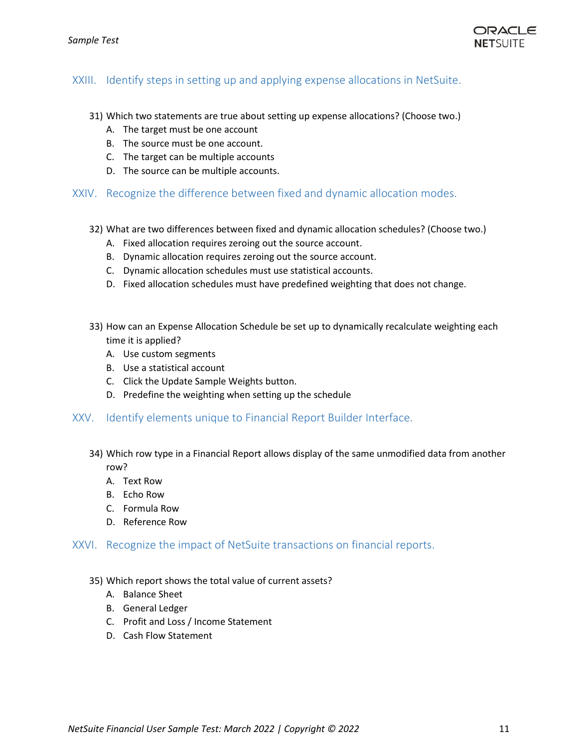## XXIII. Identify steps in setting up and applying expense allocations in NetSuite.

31) Which two statements are true about setting up expense allocations? (Choose two.)
    A. The target must be one account
    B. The source must be one account.
    C. The target can be multiple accounts
    D. The source can be multiple accounts.

## XXIV. Recognize the difference between fixed and dynamic allocation modes.

32) What are two differences between fixed and dynamic allocation schedules? (Choose two.)
    A. Fixed allocation requires zeroing out the source account.
    B. Dynamic allocation requires zeroing out the source account.
    C. Dynamic allocation schedules must use statistical accounts.
    D. Fixed allocation schedules must have predefined weighting that does not change.

33) How can an Expense Allocation Schedule be set up to dynamically recalculate weighting each time it is applied?
    A. Use custom segments
    B. Use a statistical account
    C. Click the Update Sample Weights button.
    D. Predefine the weighting when setting up the schedule

## XXV. Identify elements unique to Financial Report Builder Interface.

34) Which row type in a Financial Report allows display of the same unmodified data from another row?
    A. Text Row
    B. Echo Row
    C. Formula Row
    D. Reference Row

## XXVI. Recognize the impact of NetSuite transactions on financial reports.

35) Which report shows the total value of current assets?
    A. Balance Sheet
    B. General Ledger
    C. Profit and Loss / Income Statement
    D. Cash Flow Statement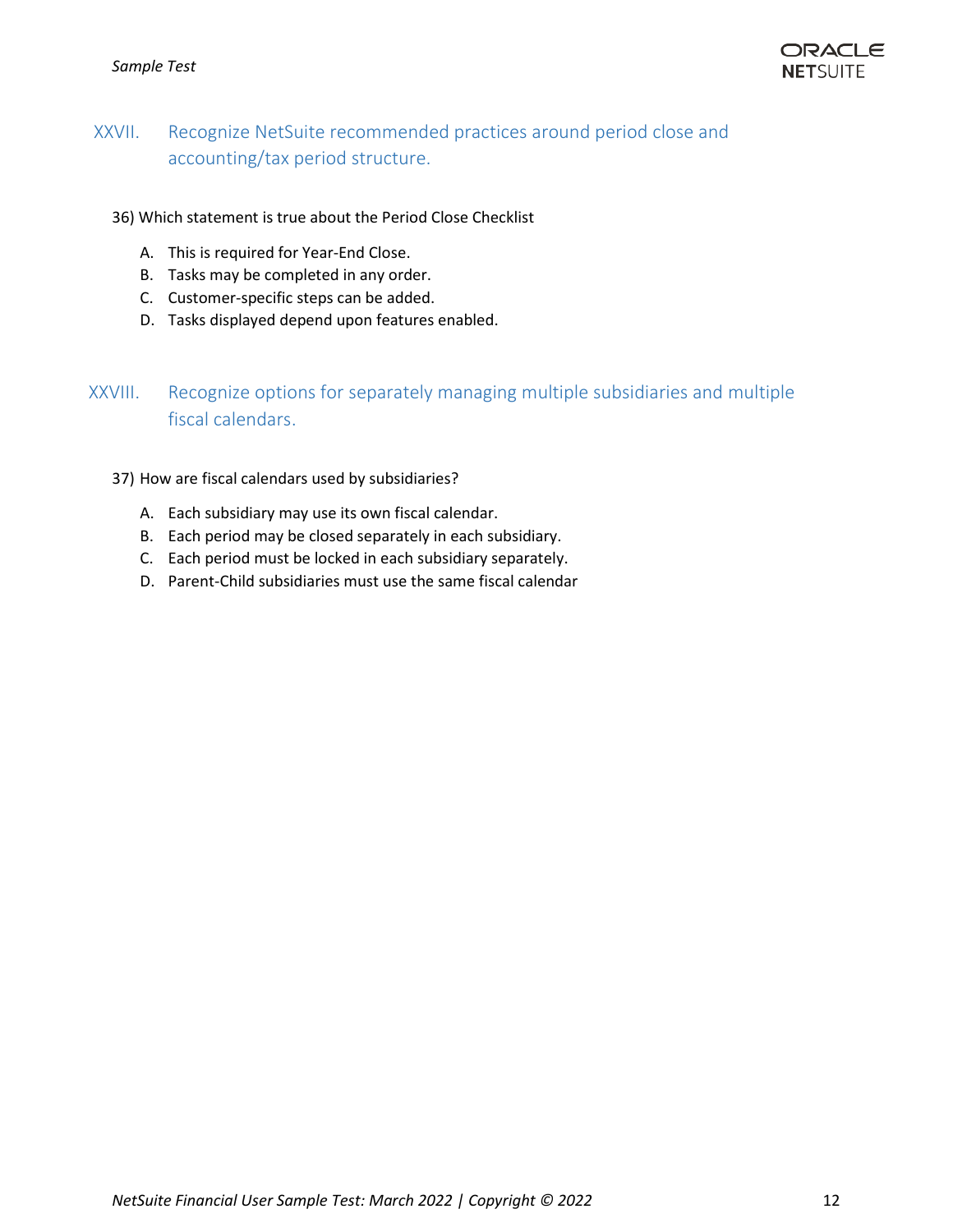## XXVII. Recognize NetSuite recommended practices around period close and accounting/tax period structure.

36) Which statement is true about the Period Close Checklist

A. This is required for Year-End Close.
B. Tasks may be completed in any order.
C. Customer-specific steps can be added.
D. Tasks displayed depend upon features enabled.

## XXVIII. Recognize options for separately managing multiple subsidiaries and multiple fiscal calendars.

37) How are fiscal calendars used by subsidiaries?

A. Each subsidiary may use its own fiscal calendar.
B. Each period may be closed separately in each subsidiary.
C. Each period must be locked in each subsidiary separately.
D. Parent-Child subsidiaries must use the same fiscal calendar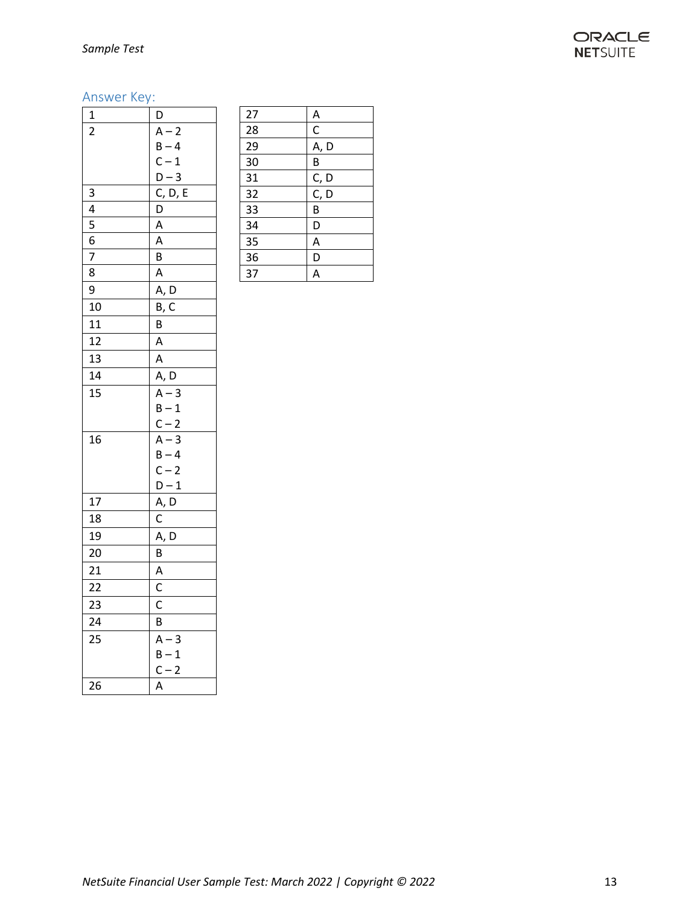## Answer Key:

| | |
|---|---|
| 1 | D |
| 2 | A – 2<br>B – 4<br>C – 1<br>D – 3 |
| 3 | C, D, E |
| 4 | D |
| 5 | A |
| 6 | A |
| 7 | B |
| 8 | A |
| 9 | A, D |
| 10 | B, C |
| 11 | B |
| 12 | A |
| 13 | A |
| 14 | A, D |
| 15 | A – 3<br>B – 1<br>C – 2 |
| 16 | A – 3<br>B – 4<br>C – 2<br>D – 1 |
| 17 | A, D |
| 18 | C |
| 19 | A, D |
| 20 | B |
| 21 | A |
| 22 | C |
| 23 | C |
| 24 | B |
| 25 | A – 3<br>B – 1<br>C – 2 |
| 26 | A |
| 27 | A |
| 28 | C |
| 29 | A, D |
| 30 | B |
| 31 | C, D |
| 32 | C, D |
| 33 | B |
| 34 | D |
| 35 | A |
| 36 | D |
| 37 | A |